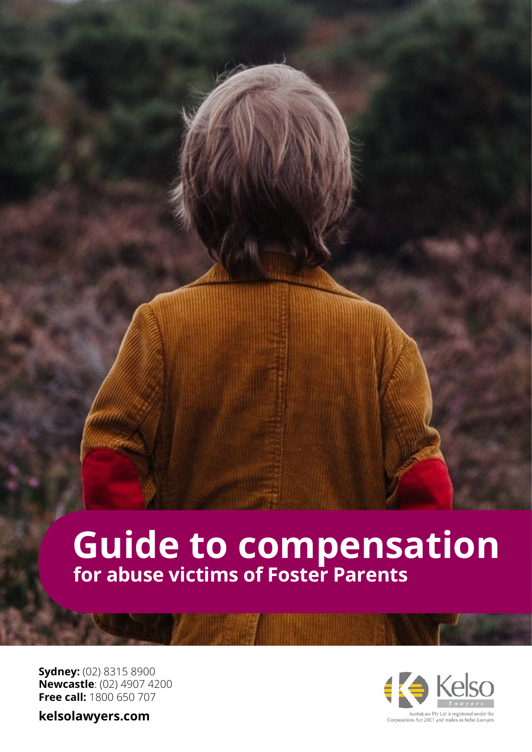# Guide to compensation

## for abuse victims of Foster Parents

**Sydney:** (02) 8315 8900
**Newcastle**: (02) 4907 4200
**Free call:** 1800 650 707

**kelsolawyers.com**

Kelso Lawyers

AustraLaw Pty Ltd is registered under the Corporations Act 2001 and trades as Kelso Lawyers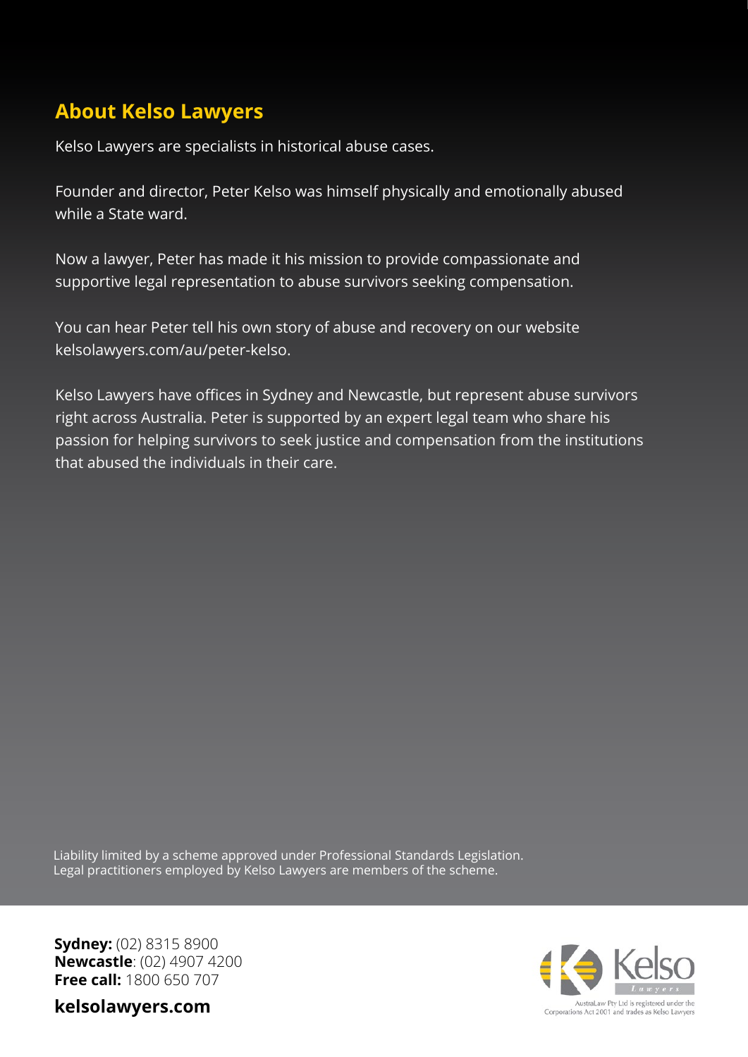## About Kelso Lawyers

Kelso Lawyers are specialists in historical abuse cases.

Founder and director, Peter Kelso was himself physically and emotionally abused while a State ward.

Now a lawyer, Peter has made it his mission to provide compassionate and supportive legal representation to abuse survivors seeking compensation.

You can hear Peter tell his own story of abuse and recovery on our website kelsolawyers.com/au/peter-kelso.

Kelso Lawyers have offices in Sydney and Newcastle, but represent abuse survivors right across Australia. Peter is supported by an expert legal team who share his passion for helping survivors to seek justice and compensation from the institutions that abused the individuals in their care.

Liability limited by a scheme approved under Professional Standards Legislation.
Legal practitioners employed by Kelso Lawyers are members of the scheme.

**Sydney:** (02) 8315 8900
**Newcastle**: (02) 4907 4200
**Free call:** 1800 650 707

**kelsolawyers.com**

Kelso Lawyers

AustraLaw Pty Ltd is registered under the Corporations Act 2001 and trades as Kelso Lawyers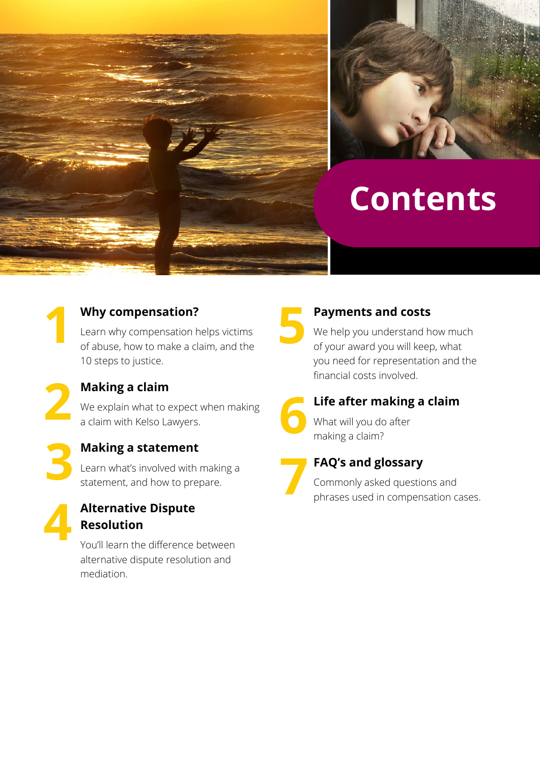# Contents

## 1 Why compensation?

Learn why compensation helps victims of abuse, how to make a claim, and the 10 steps to justice.

## 2 Making a claim

We explain what to expect when making a claim with Kelso Lawyers.

## 3 Making a statement

Learn what's involved with making a statement, and how to prepare.

## 4 Alternative Dispute Resolution

You'll learn the difference between alternative dispute resolution and mediation.

## 5 Payments and costs

We help you understand how much of your award you will keep, what you need for representation and the financial costs involved.

## 6 Life after making a claim

What will you do after making a claim?

## 7 FAQ's and glossary

Commonly asked questions and phrases used in compensation cases.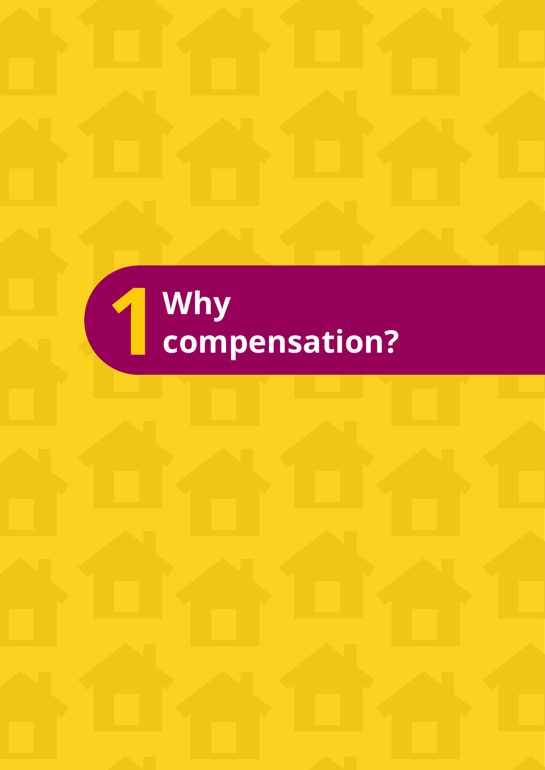# 1 Why compensation?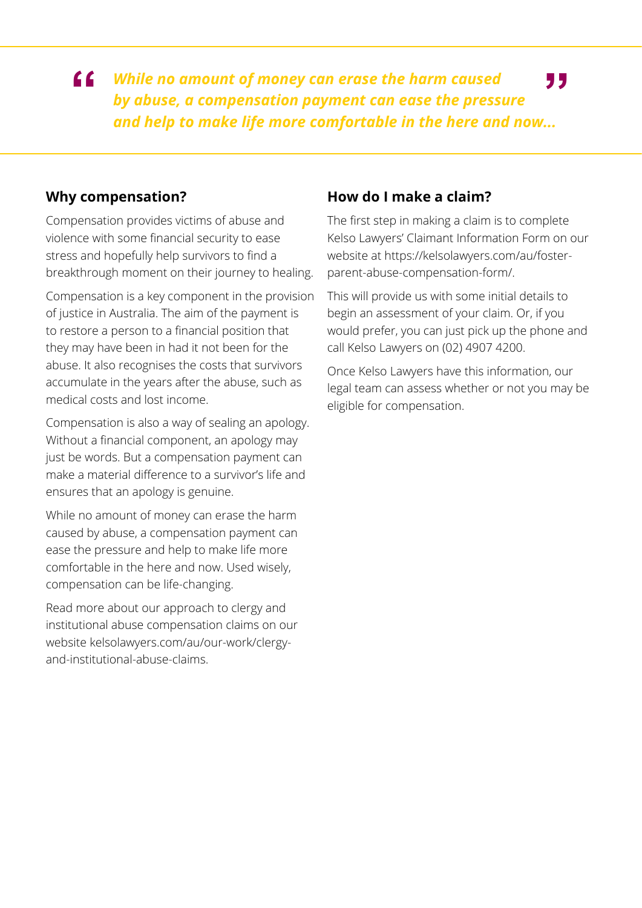> *While no amount of money can erase the harm caused by abuse, a compensation payment can ease the pressure and help to make life more comfortable in the here and now...*

## Why compensation?

Compensation provides victims of abuse and violence with some financial security to ease stress and hopefully help survivors to find a breakthrough moment on their journey to healing.

Compensation is a key component in the provision of justice in Australia. The aim of the payment is to restore a person to a financial position that they may have been in had it not been for the abuse. It also recognises the costs that survivors accumulate in the years after the abuse, such as medical costs and lost income.

Compensation is also a way of sealing an apology. Without a financial component, an apology may just be words. But a compensation payment can make a material difference to a survivor's life and ensures that an apology is genuine.

While no amount of money can erase the harm caused by abuse, a compensation payment can ease the pressure and help to make life more comfortable in the here and now. Used wisely, compensation can be life-changing.

Read more about our approach to clergy and institutional abuse compensation claims on our website kelsolawyers.com/au/our-work/clergy-and-institutional-abuse-claims.

## How do I make a claim?

The first step in making a claim is to complete Kelso Lawyers' Claimant Information Form on our website at https://kelsolawyers.com/au/foster-parent-abuse-compensation-form/.

This will provide us with some initial details to begin an assessment of your claim. Or, if you would prefer, you can just pick up the phone and call Kelso Lawyers on (02) 4907 4200.

Once Kelso Lawyers have this information, our legal team can assess whether or not you may be eligible for compensation.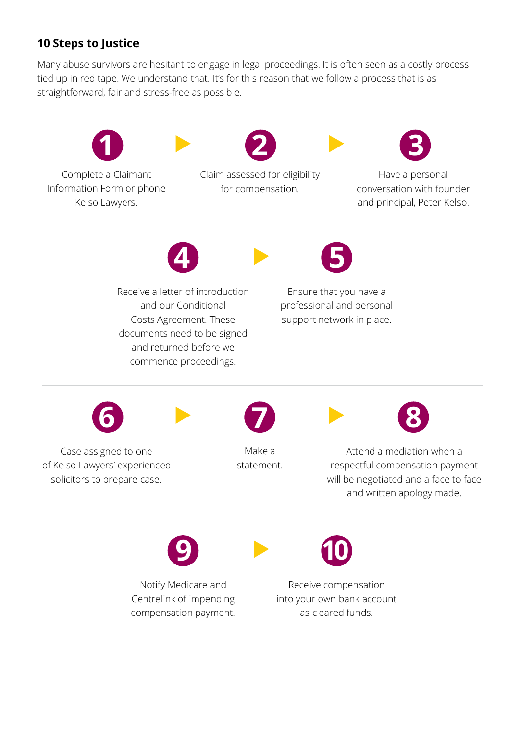### 10 Steps to Justice

Many abuse survivors are hesitant to engage in legal proceedings. It is often seen as a costly process tied up in red tape. We understand that. It's for this reason that we follow a process that is as straightforward, fair and stress-free as possible.

1. Complete a Claimant Information Form or phone Kelso Lawyers.
2. Claim assessed for eligibility for compensation.
3. Have a personal conversation with founder and principal, Peter Kelso.
4. Receive a letter of introduction and our Conditional Costs Agreement. These documents need to be signed and returned before we commence proceedings.
5. Ensure that you have a professional and personal support network in place.
6. Case assigned to one of Kelso Lawyers' experienced solicitors to prepare case.
7. Make a statement.
8. Attend a mediation when a respectful compensation payment will be negotiated and a face to face and written apology made.
9. Notify Medicare and Centrelink of impending compensation payment.
10. Receive compensation into your own bank account as cleared funds.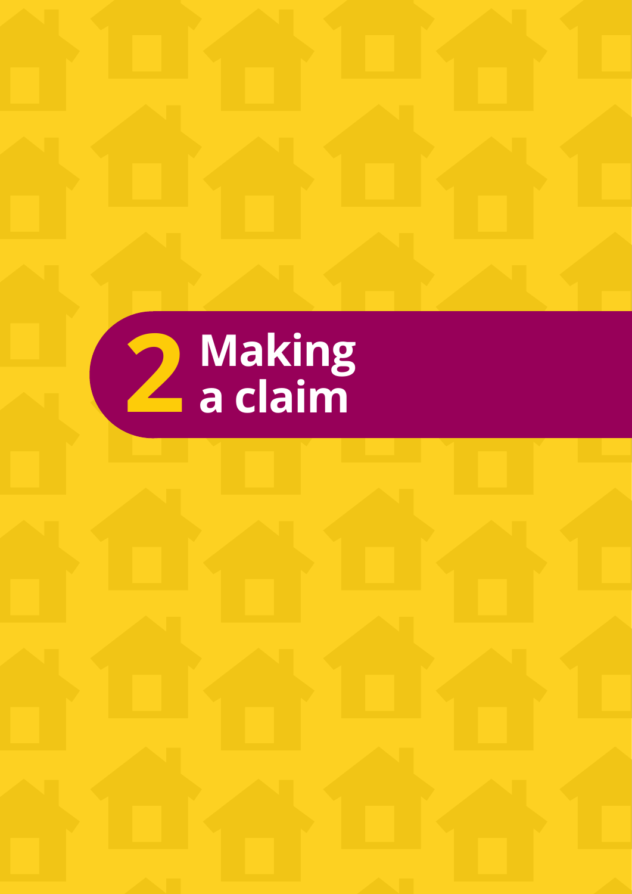# 2 Making a claim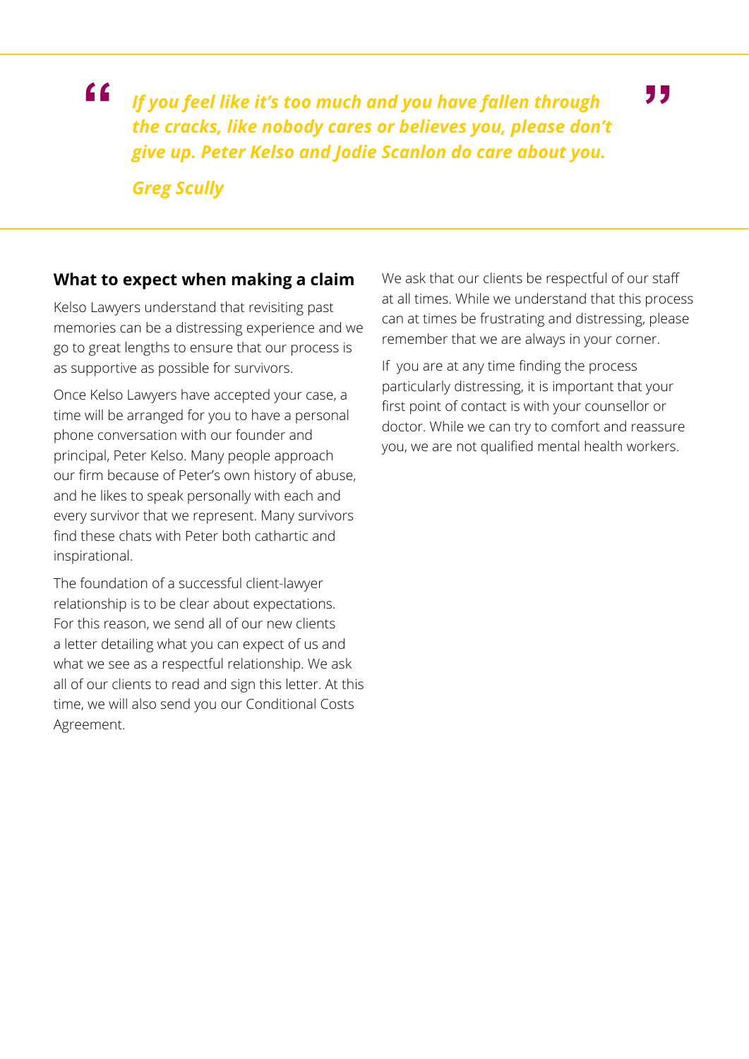> *If you feel like it's too much and you have fallen through the cracks, like nobody cares or believes you, please don't give up. Peter Kelso and Jodie Scanlon do care about you.*
>
> *Greg Scully*

## What to expect when making a claim

Kelso Lawyers understand that revisiting past memories can be a distressing experience and we go to great lengths to ensure that our process is as supportive as possible for survivors.

Once Kelso Lawyers have accepted your case, a time will be arranged for you to have a personal phone conversation with our founder and principal, Peter Kelso. Many people approach our firm because of Peter's own history of abuse, and he likes to speak personally with each and every survivor that we represent. Many survivors find these chats with Peter both cathartic and inspirational.

The foundation of a successful client-lawyer relationship is to be clear about expectations. For this reason, we send all of our new clients a letter detailing what you can expect of us and what we see as a respectful relationship. We ask all of our clients to read and sign this letter. At this time, we will also send you our Conditional Costs Agreement.

We ask that our clients be respectful of our staff at all times. While we understand that this process can at times be frustrating and distressing, please remember that we are always in your corner.

If you are at any time finding the process particularly distressing, it is important that your first point of contact is with your counsellor or doctor. While we can try to comfort and reassure you, we are not qualified mental health workers.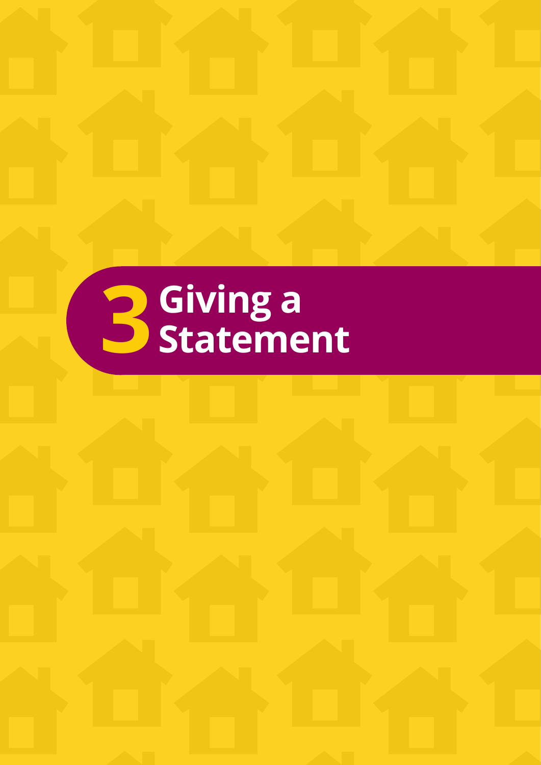# 3 Giving a Statement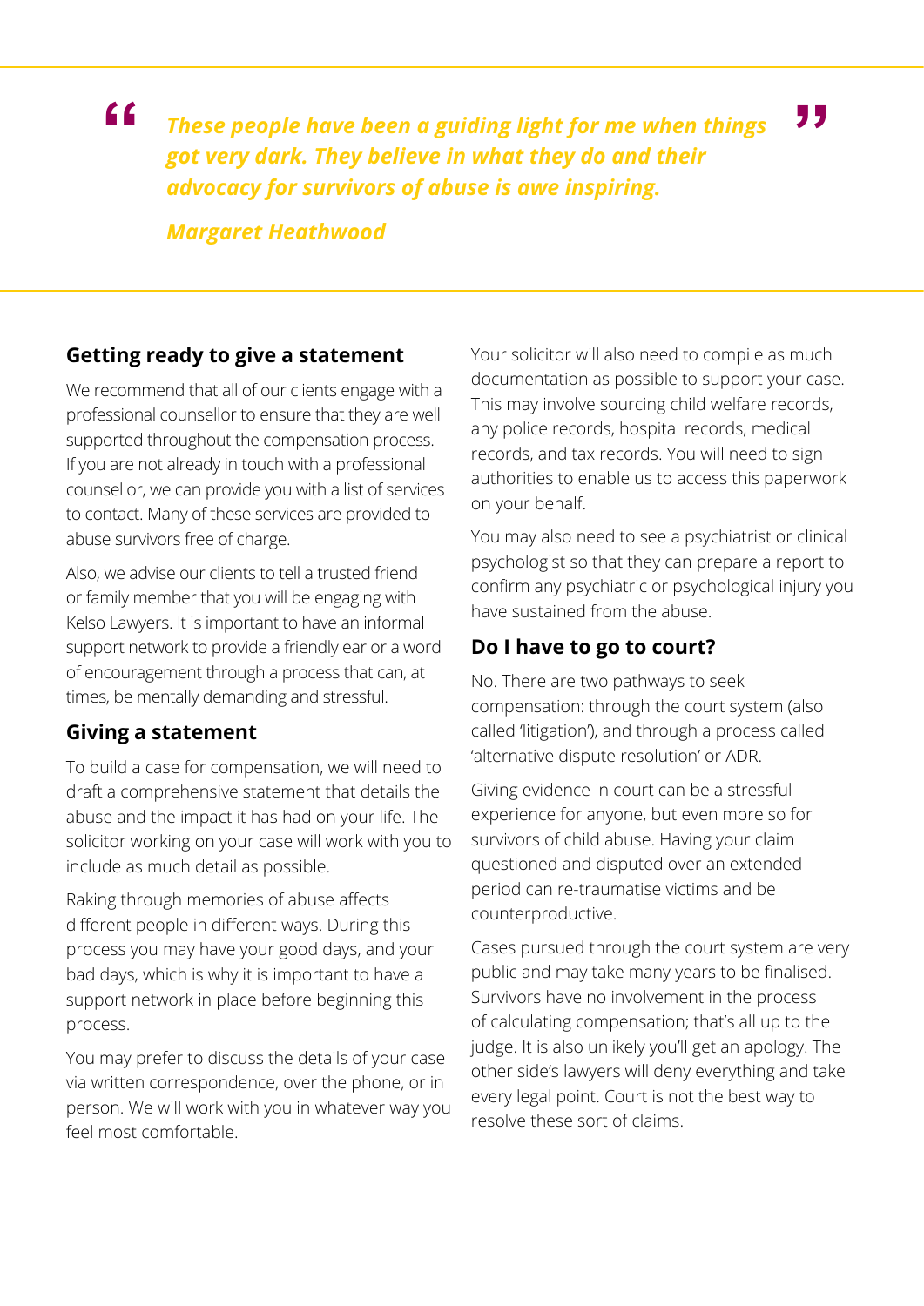> *These people have been a guiding light for me when things got very dark. They believe in what they do and their advocacy for survivors of abuse is awe inspiring.*
>
> *Margaret Heathwood*

## Getting ready to give a statement

We recommend that all of our clients engage with a professional counsellor to ensure that they are well supported throughout the compensation process. If you are not already in touch with a professional counsellor, we can provide you with a list of services to contact. Many of these services are provided to abuse survivors free of charge.

Also, we advise our clients to tell a trusted friend or family member that you will be engaging with Kelso Lawyers. It is important to have an informal support network to provide a friendly ear or a word of encouragement through a process that can, at times, be mentally demanding and stressful.

## Giving a statement

To build a case for compensation, we will need to draft a comprehensive statement that details the abuse and the impact it has had on your life. The solicitor working on your case will work with you to include as much detail as possible.

Raking through memories of abuse affects different people in different ways. During this process you may have your good days, and your bad days, which is why it is important to have a support network in place before beginning this process.

You may prefer to discuss the details of your case via written correspondence, over the phone, or in person. We will work with you in whatever way you feel most comfortable.

Your solicitor will also need to compile as much documentation as possible to support your case. This may involve sourcing child welfare records, any police records, hospital records, medical records, and tax records. You will need to sign authorities to enable us to access this paperwork on your behalf.

You may also need to see a psychiatrist or clinical psychologist so that they can prepare a report to confirm any psychiatric or psychological injury you have sustained from the abuse.

## Do I have to go to court?

No. There are two pathways to seek compensation: through the court system (also called 'litigation'), and through a process called 'alternative dispute resolution' or ADR.

Giving evidence in court can be a stressful experience for anyone, but even more so for survivors of child abuse. Having your claim questioned and disputed over an extended period can re-traumatise victims and be counterproductive.

Cases pursued through the court system are very public and may take many years to be finalised. Survivors have no involvement in the process of calculating compensation; that's all up to the judge. It is also unlikely you'll get an apology. The other side's lawyers will deny everything and take every legal point. Court is not the best way to resolve these sort of claims.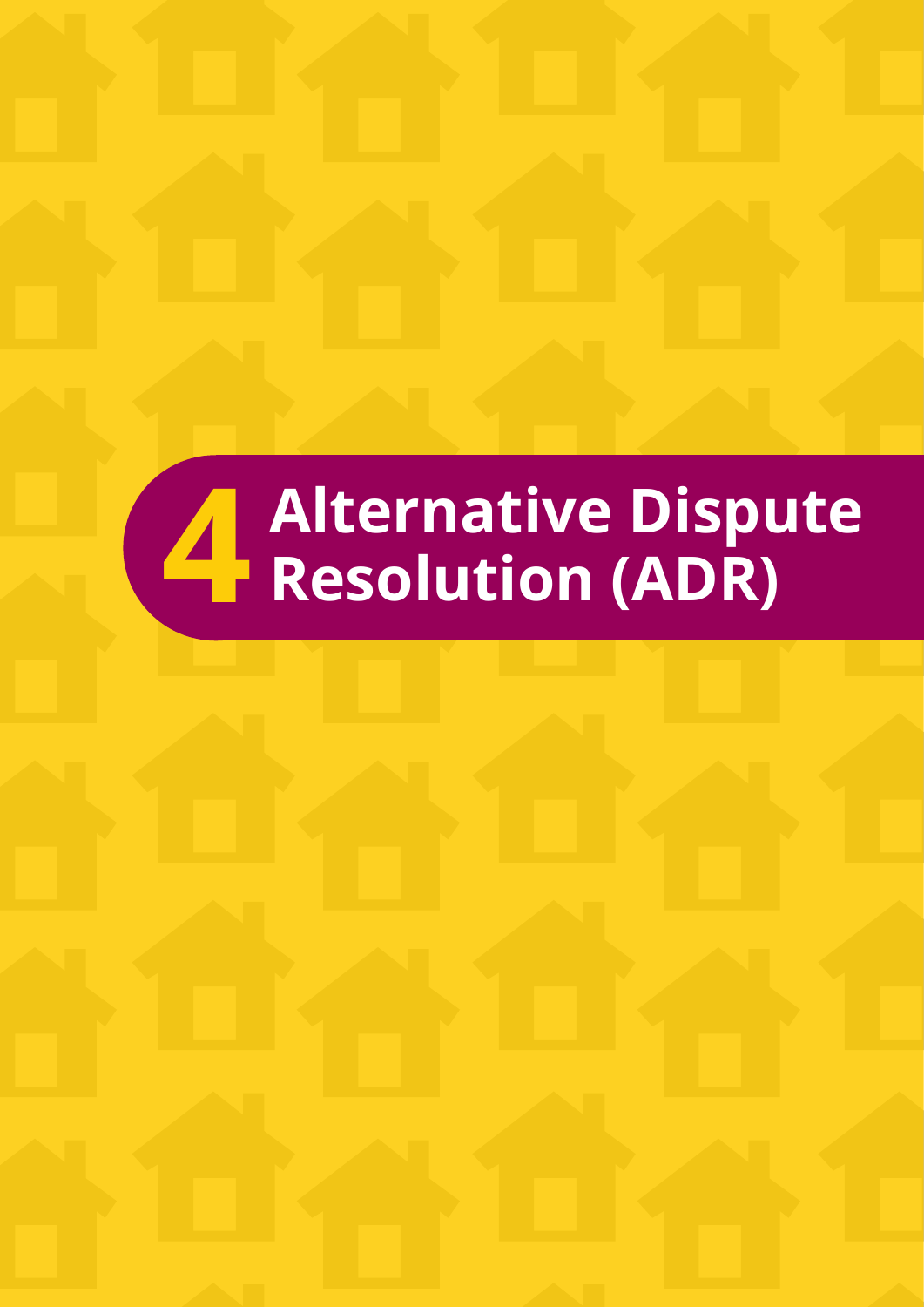# 4 Alternative Dispute Resolution (ADR)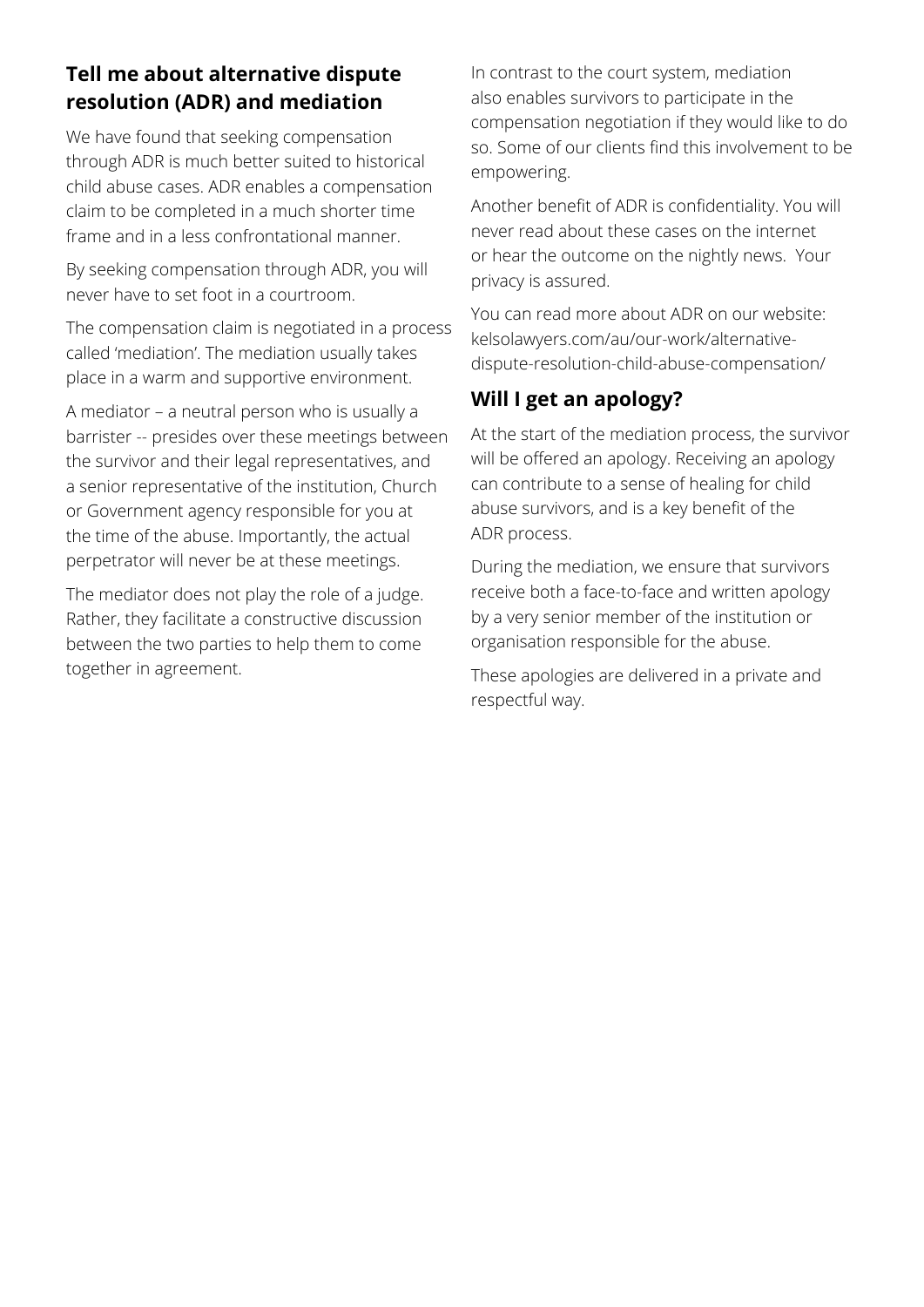## Tell me about alternative dispute resolution (ADR) and mediation

We have found that seeking compensation through ADR is much better suited to historical child abuse cases. ADR enables a compensation claim to be completed in a much shorter time frame and in a less confrontational manner.

By seeking compensation through ADR, you will never have to set foot in a courtroom.

The compensation claim is negotiated in a process called 'mediation'. The mediation usually takes place in a warm and supportive environment.

A mediator – a neutral person who is usually a barrister -- presides over these meetings between the survivor and their legal representatives, and a senior representative of the institution, Church or Government agency responsible for you at the time of the abuse. Importantly, the actual perpetrator will never be at these meetings.

The mediator does not play the role of a judge. Rather, they facilitate a constructive discussion between the two parties to help them to come together in agreement.

In contrast to the court system, mediation also enables survivors to participate in the compensation negotiation if they would like to do so. Some of our clients find this involvement to be empowering.

Another benefit of ADR is confidentiality. You will never read about these cases on the internet or hear the outcome on the nightly news. Your privacy is assured.

You can read more about ADR on our website: kelsolawyers.com/au/our-work/alternative-dispute-resolution-child-abuse-compensation/

## Will I get an apology?

At the start of the mediation process, the survivor will be offered an apology. Receiving an apology can contribute to a sense of healing for child abuse survivors, and is a key benefit of the ADR process.

During the mediation, we ensure that survivors receive both a face-to-face and written apology by a very senior member of the institution or organisation responsible for the abuse.

These apologies are delivered in a private and respectful way.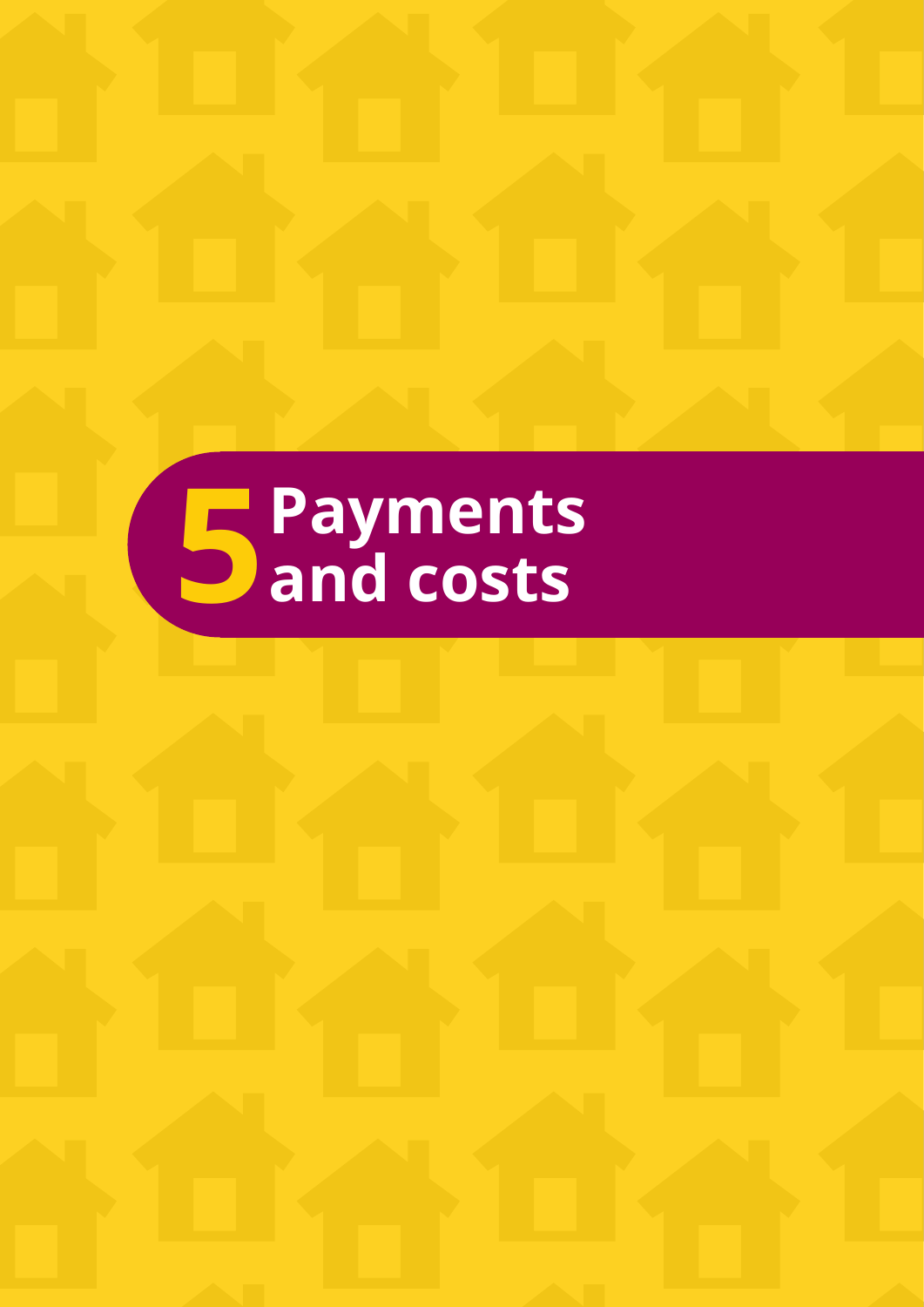# 5 Payments and costs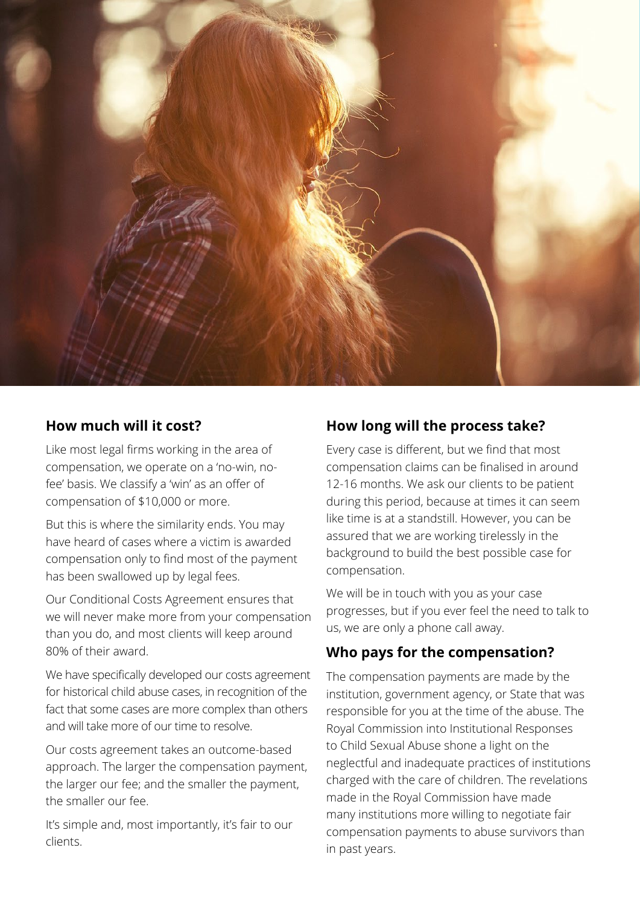## How much will it cost?

Like most legal firms working in the area of compensation, we operate on a 'no-win, no-fee' basis. We classify a 'win' as an offer of compensation of $10,000 or more.

But this is where the similarity ends. You may have heard of cases where a victim is awarded compensation only to find most of the payment has been swallowed up by legal fees.

Our Conditional Costs Agreement ensures that we will never make more from your compensation than you do, and most clients will keep around 80% of their award.

We have specifically developed our costs agreement for historical child abuse cases, in recognition of the fact that some cases are more complex than others and will take more of our time to resolve.

Our costs agreement takes an outcome-based approach. The larger the compensation payment, the larger our fee; and the smaller the payment, the smaller our fee.

It's simple and, most importantly, it's fair to our clients.

## How long will the process take?

Every case is different, but we find that most compensation claims can be finalised in around 12-16 months. We ask our clients to be patient during this period, because at times it can seem like time is at a standstill. However, you can be assured that we are working tirelessly in the background to build the best possible case for compensation.

We will be in touch with you as your case progresses, but if you ever feel the need to talk to us, we are only a phone call away.

## Who pays for the compensation?

The compensation payments are made by the institution, government agency, or State that was responsible for you at the time of the abuse. The Royal Commission into Institutional Responses to Child Sexual Abuse shone a light on the neglectful and inadequate practices of institutions charged with the care of children. The revelations made in the Royal Commission have made many institutions more willing to negotiate fair compensation payments to abuse survivors than in past years.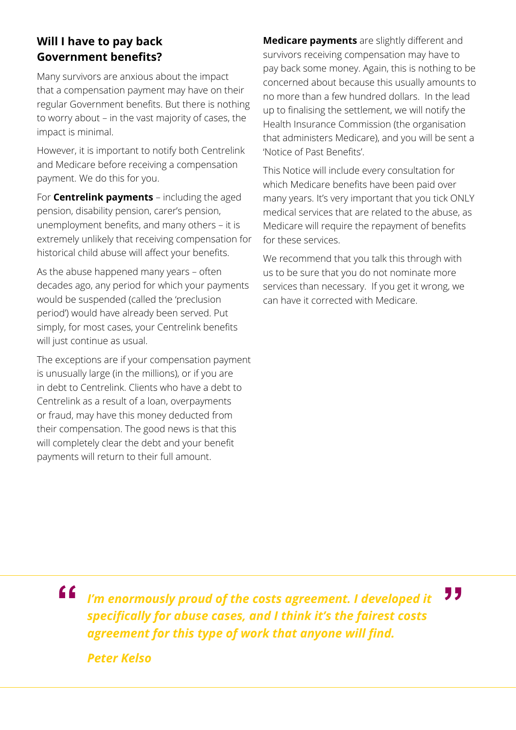## Will I have to pay back Government benefits?

Many survivors are anxious about the impact that a compensation payment may have on their regular Government benefits. But there is nothing to worry about – in the vast majority of cases, the impact is minimal.

However, it is important to notify both Centrelink and Medicare before receiving a compensation payment. We do this for you.

For **Centrelink payments** – including the aged pension, disability pension, carer's pension, unemployment benefits, and many others – it is extremely unlikely that receiving compensation for historical child abuse will affect your benefits.

As the abuse happened many years – often decades ago, any period for which your payments would be suspended (called the 'preclusion period') would have already been served. Put simply, for most cases, your Centrelink benefits will just continue as usual.

The exceptions are if your compensation payment is unusually large (in the millions), or if you are in debt to Centrelink. Clients who have a debt to Centrelink as a result of a loan, overpayments or fraud, may have this money deducted from their compensation. The good news is that this will completely clear the debt and your benefit payments will return to their full amount.

**Medicare payments** are slightly different and survivors receiving compensation may have to pay back some money. Again, this is nothing to be concerned about because this usually amounts to no more than a few hundred dollars. In the lead up to finalising the settlement, we will notify the Health Insurance Commission (the organisation that administers Medicare), and you will be sent a 'Notice of Past Benefits'.

This Notice will include every consultation for which Medicare benefits have been paid over many years. It's very important that you tick ONLY medical services that are related to the abuse, as Medicare will require the repayment of benefits for these services.

We recommend that you talk this through with us to be sure that you do not nominate more services than necessary. If you get it wrong, we can have it corrected with Medicare.

> *"I'm enormously proud of the costs agreement. I developed it specifically for abuse cases, and I think it's the fairest costs agreement for this type of work that anyone will find."*
>
> *Peter Kelso*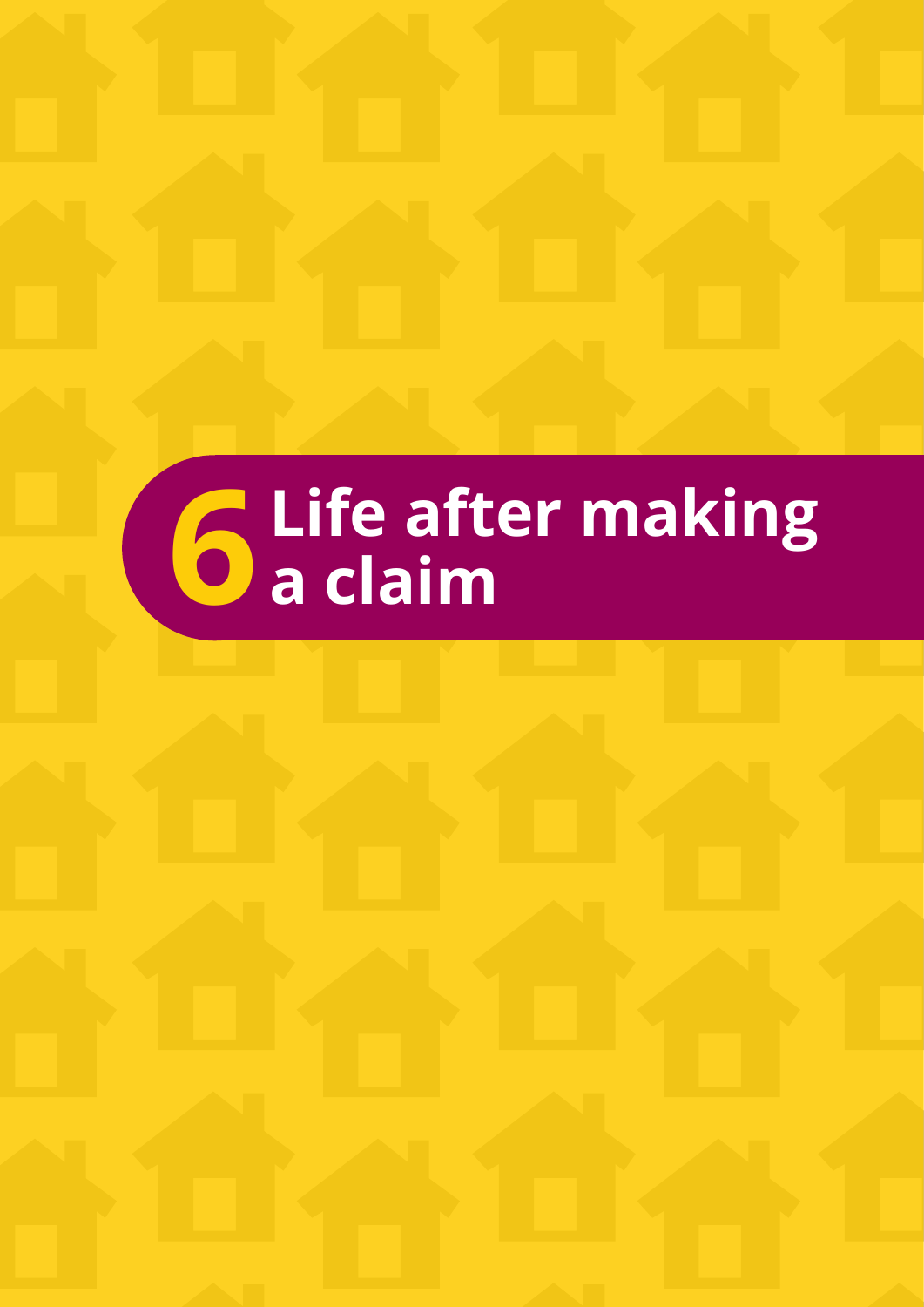# 6 Life after making a claim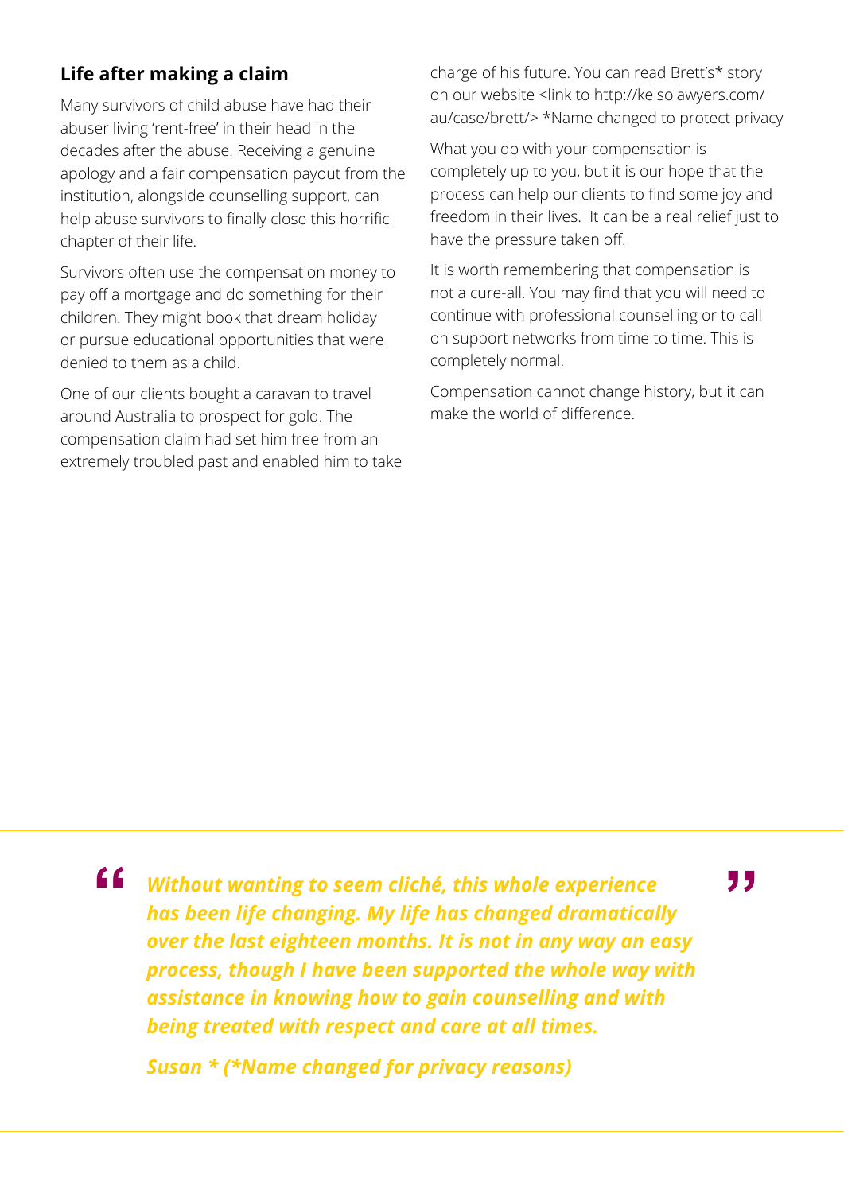## Life after making a claim

Many survivors of child abuse have had their abuser living 'rent-free' in their head in the decades after the abuse. Receiving a genuine apology and a fair compensation payout from the institution, alongside counselling support, can help abuse survivors to finally close this horrific chapter of their life.

Survivors often use the compensation money to pay off a mortgage and do something for their children. They might book that dream holiday or pursue educational opportunities that were denied to them as a child.

One of our clients bought a caravan to travel around Australia to prospect for gold. The compensation claim had set him free from an extremely troubled past and enabled him to take charge of his future. You can read Brett's* story on our website <link to http://kelsolawyers.com/au/case/brett/> *Name changed to protect privacy

What you do with your compensation is completely up to you, but it is our hope that the process can help our clients to find some joy and freedom in their lives. It can be a real relief just to have the pressure taken off.

It is worth remembering that compensation is not a cure-all. You may find that you will need to continue with professional counselling or to call on support networks from time to time. This is completely normal.

Compensation cannot change history, but it can make the world of difference.

> ***"Without wanting to seem cliché, this whole experience has been life changing. My life has changed dramatically over the last eighteen months. It is not in any way an easy process, though I have been supported the whole way with assistance in knowing how to gain counselling and with being treated with respect and care at all times."***
>
> ***Susan * (*Name changed for privacy reasons)***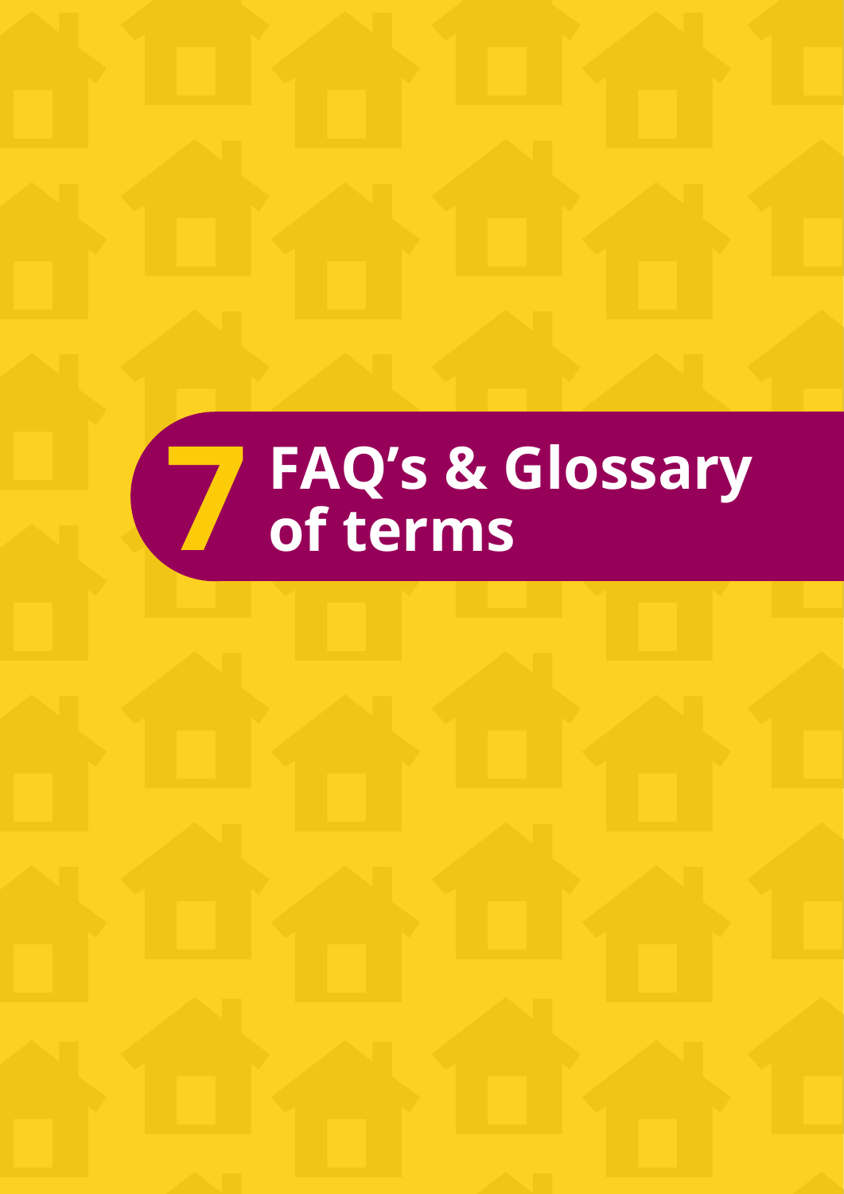# 7 FAQ's & Glossary of terms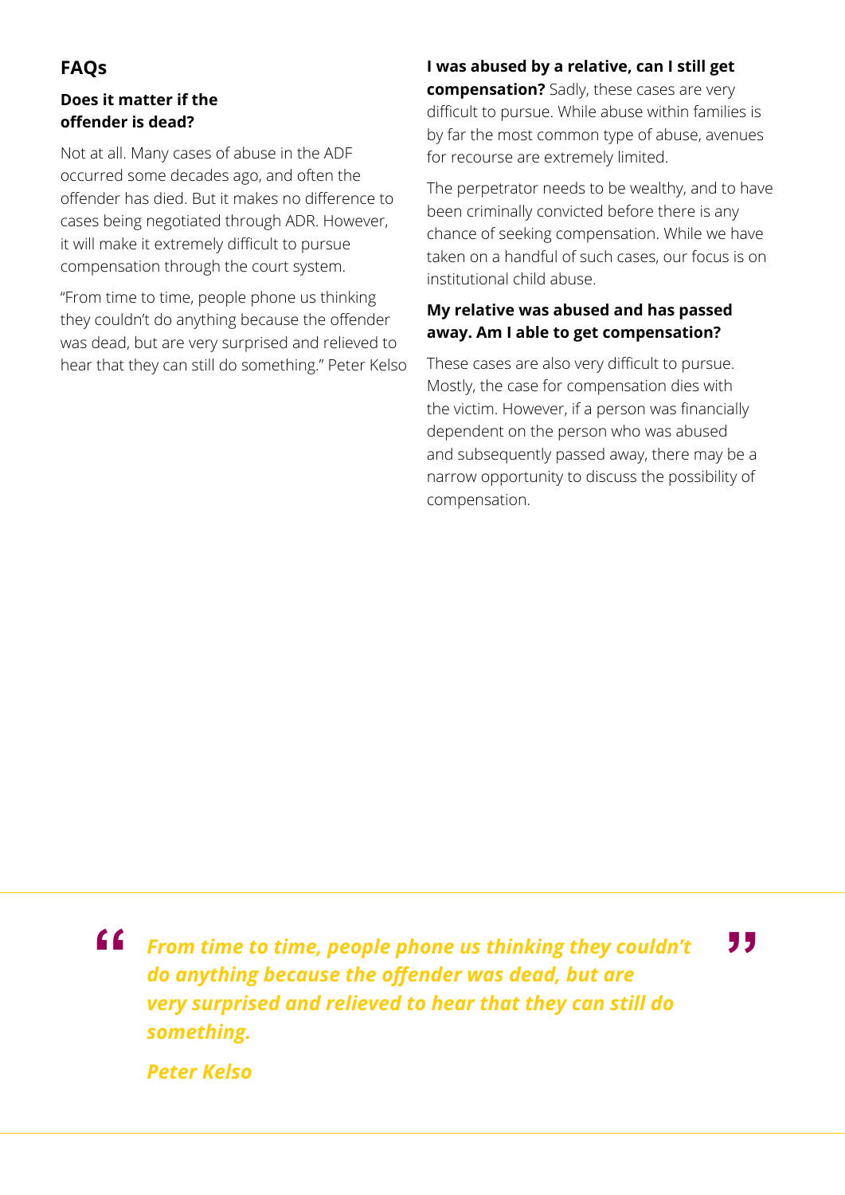## FAQs

### Does it matter if the offender is dead?

Not at all. Many cases of abuse in the ADF occurred some decades ago, and often the offender has died. But it makes no difference to cases being negotiated through ADR. However, it will make it extremely difficult to pursue compensation through the court system.

"From time to time, people phone us thinking they couldn't do anything because the offender was dead, but are very surprised and relieved to hear that they can still do something." Peter Kelso

**I was abused by a relative, can I still get compensation?** Sadly, these cases are very difficult to pursue. While abuse within families is by far the most common type of abuse, avenues for recourse are extremely limited.

The perpetrator needs to be wealthy, and to have been criminally convicted before there is any chance of seeking compensation. While we have taken on a handful of such cases, our focus is on institutional child abuse.

### My relative was abused and has passed away. Am I able to get compensation?

These cases are also very difficult to pursue. Mostly, the case for compensation dies with the victim. However, if a person was financially dependent on the person who was abused and subsequently passed away, there may be a narrow opportunity to discuss the possibility of compensation.

> ***From time to time, people phone us thinking they couldn't do anything because the offender was dead, but are very surprised and relieved to hear that they can still do something.***
>
> ***Peter Kelso***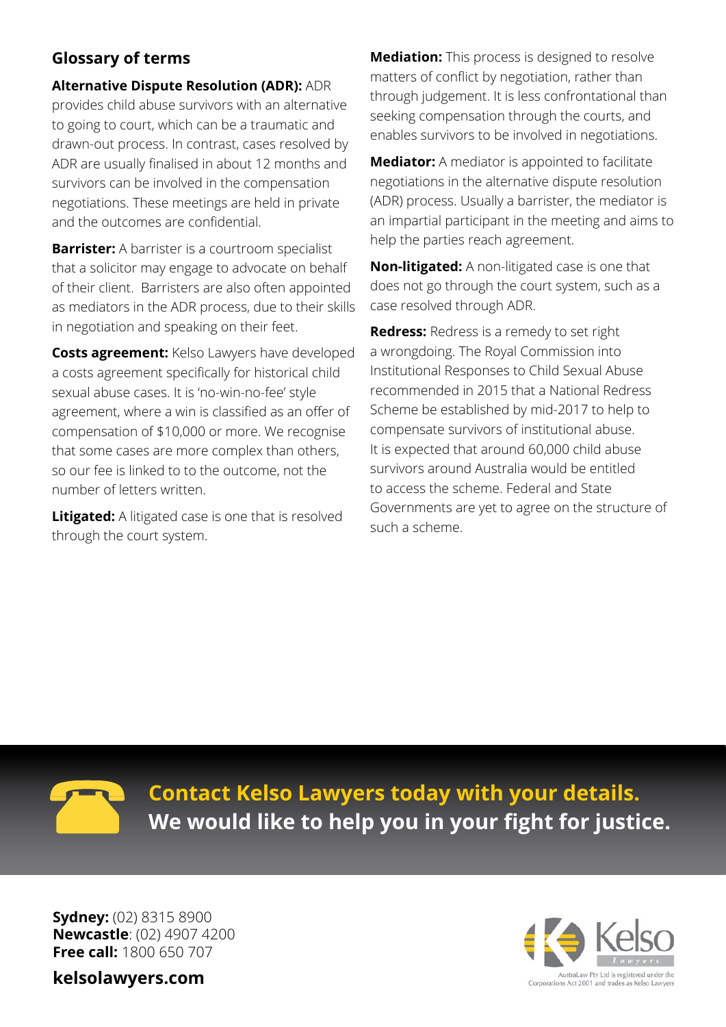## Glossary of terms

**Alternative Dispute Resolution (ADR):** ADR provides child abuse survivors with an alternative to going to court, which can be a traumatic and drawn-out process. In contrast, cases resolved by ADR are usually finalised in about 12 months and survivors can be involved in the compensation negotiations. These meetings are held in private and the outcomes are confidential.

**Barrister:** A barrister is a courtroom specialist that a solicitor may engage to advocate on behalf of their client. Barristers are also often appointed as mediators in the ADR process, due to their skills in negotiation and speaking on their feet.

**Costs agreement:** Kelso Lawyers have developed a costs agreement specifically for historical child sexual abuse cases. It is 'no-win-no-fee' style agreement, where a win is classified as an offer of compensation of $10,000 or more. We recognise that some cases are more complex than others, so our fee is linked to to the outcome, not the number of letters written.

**Litigated:** A litigated case is one that is resolved through the court system.

**Mediation:** This process is designed to resolve matters of conflict by negotiation, rather than through judgement. It is less confrontational than seeking compensation through the courts, and enables survivors to be involved in negotiations.

**Mediator:** A mediator is appointed to facilitate negotiations in the alternative dispute resolution (ADR) process. Usually a barrister, the mediator is an impartial participant in the meeting and aims to help the parties reach agreement.

**Non-litigated:** A non-litigated case is one that does not go through the court system, such as a case resolved through ADR.

**Redress:** Redress is a remedy to set right a wrongdoing. The Royal Commission into Institutional Responses to Child Sexual Abuse recommended in 2015 that a National Redress Scheme be established by mid-2017 to help to compensate survivors of institutional abuse. It is expected that around 60,000 child abuse survivors around Australia would be entitled to access the scheme. Federal and State Governments are yet to agree on the structure of such a scheme.

**Contact Kelso Lawyers today with your details.**
**We would like to help you in your fight for justice.**

**Sydney:** (02) 8315 8900
**Newcastle**: (02) 4907 4200
**Free call:** 1800 650 707

**kelsolawyers.com**

Kelso Lawyers

AustraLaw Pty Ltd is registered under the Corporations Act 2001 and trades as Kelso Lawyers